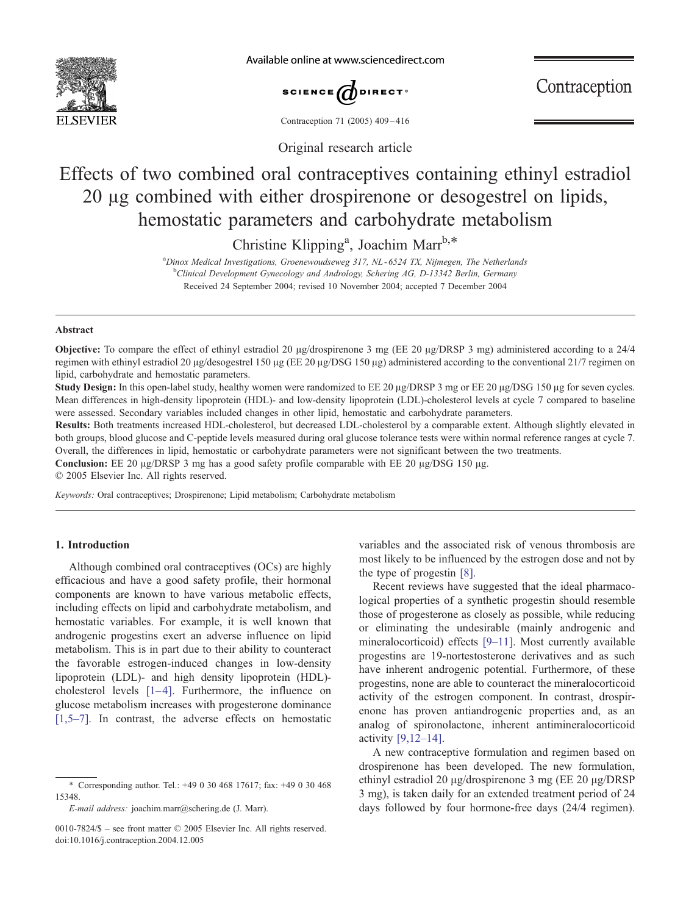Original research article

# Effects of two combined oral contraceptives containing ethinyl estradiol 20 μg combined with either drospirenone or desogestrel on lipids, hemostatic parameters and carbohydrate metabolism

Christine Klipping[a], Joachim Marr[b,*]

[a] *Dinox Medical Investigations, Groenewoudseweg 317, NL-6524 TX, Nijmegen, The Netherlands*
[b] *Clinical Development Gynecology and Andrology, Schering AG, D-13342 Berlin, Germany*

Received 24 September 2004; revised 10 November 2004; accepted 7 December 2004

## Abstract

**Objective:** To compare the effect of ethinyl estradiol 20 μg/drospirenone 3 mg (EE 20 μg/DRSP 3 mg) administered according to a 24/4 regimen with ethinyl estradiol 20 μg/desogestrel 150 μg (EE 20 μg/DSG 150 μg) administered according to the conventional 21/7 regimen on lipid, carbohydrate and hemostatic parameters.

**Study Design:** In this open-label study, healthy women were randomized to EE 20 μg/DRSP 3 mg or EE 20 μg/DSG 150 μg for seven cycles. Mean differences in high-density lipoprotein (HDL)- and low-density lipoprotein (LDL)-cholesterol levels at cycle 7 compared to baseline were assessed. Secondary variables included changes in other lipid, hemostatic and carbohydrate parameters.

**Results:** Both treatments increased HDL-cholesterol, but decreased LDL-cholesterol by a comparable extent. Although slightly elevated in both groups, blood glucose and C-peptide levels measured during oral glucose tolerance tests were within normal reference ranges at cycle 7. Overall, the differences in lipid, hemostatic or carbohydrate parameters were not significant between the two treatments.

**Conclusion:** EE 20 μg/DRSP 3 mg has a good safety profile comparable with EE 20 μg/DSG 150 μg.

© 2005 Elsevier Inc. All rights reserved.

*Keywords:* Oral contraceptives; Drospirenone; Lipid metabolism; Carbohydrate metabolism

## 1. Introduction

Although combined oral contraceptives (OCs) are highly efficacious and have a good safety profile, their hormonal components are known to have various metabolic effects, including effects on lipid and carbohydrate metabolism, and hemostatic variables. For example, it is well known that androgenic progestins exert an adverse influence on lipid metabolism. This is in part due to their ability to counteract the favorable estrogen-induced changes in low-density lipoprotein (LDL)- and high density lipoprotein (HDL)-cholesterol levels [1–4]. Furthermore, the influence on glucose metabolism increases with progesterone dominance [1,5–7]. In contrast, the adverse effects on hemostatic variables and the associated risk of venous thrombosis are most likely to be influenced by the estrogen dose and not by the type of progestin [8].

Recent reviews have suggested that the ideal pharmacological properties of a synthetic progestin should resemble those of progesterone as closely as possible, while reducing or eliminating the undesirable (mainly androgenic and mineralocorticoid) effects [9–11]. Most currently available progestins are 19-nortestosterone derivatives and as such have inherent androgenic potential. Furthermore, of these progestins, none are able to counteract the mineralocorticoid activity of the estrogen component. In contrast, drospirenone has proven antiandrogenic properties and, as an analog of spironolactone, inherent antimineralocorticoid activity [9,12–14].

A new contraceptive formulation and regimen based on drospirenone has been developed. The new formulation, ethinyl estradiol 20 μg/drospirenone 3 mg (EE 20 μg/DRSP 3 mg), is taken daily for an extended treatment period of 24 days followed by four hormone-free days (24/4 regimen).

\* Corresponding author. Tel.: +49 0 30 468 17617; fax: +49 0 30 468 15348.

*E-mail address:* joachim.marr@schering.de (J. Marr).

0010-7824/$ – see front matter © 2005 Elsevier Inc. All rights reserved.
doi:10.1016/j.contraception.2004.12.005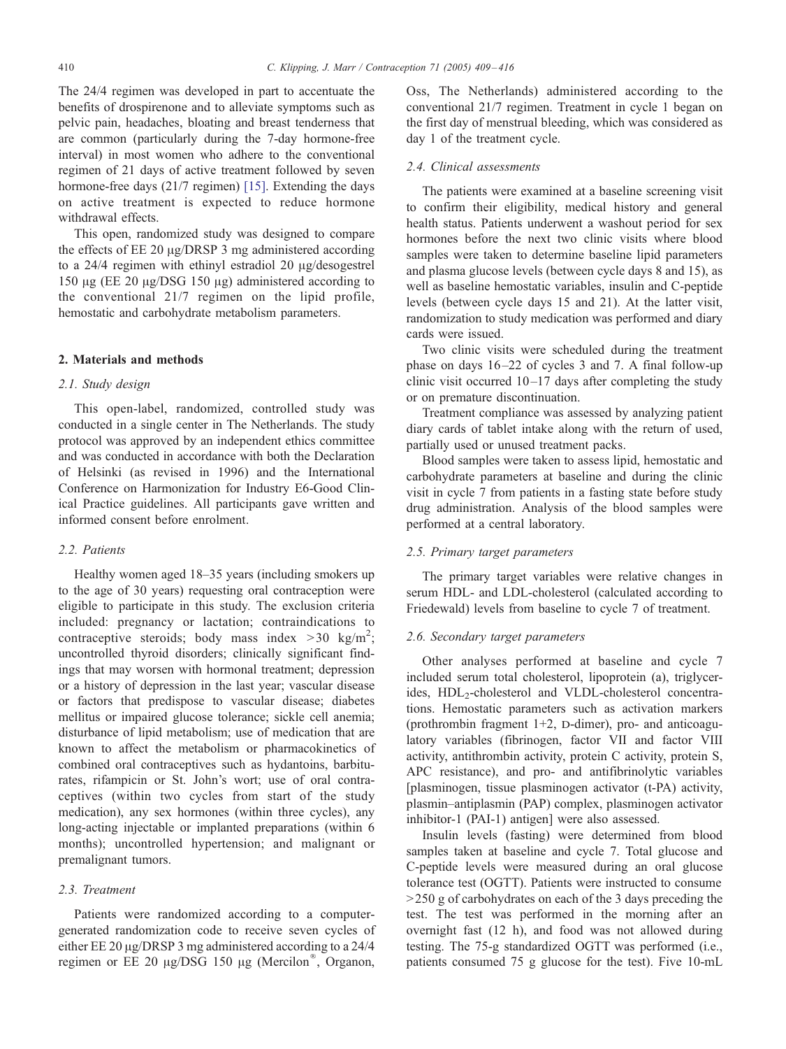The 24/4 regimen was developed in part to accentuate the benefits of drospirenone and to alleviate symptoms such as pelvic pain, headaches, bloating and breast tenderness that are common (particularly during the 7-day hormone-free interval) in most women who adhere to the conventional regimen of 21 days of active treatment followed by seven hormone-free days (21/7 regimen) [15]. Extending the days on active treatment is expected to reduce hormone withdrawal effects.

This open, randomized study was designed to compare the effects of EE 20 μg/DRSP 3 mg administered according to a 24/4 regimen with ethinyl estradiol 20 μg/desogestrel 150 μg (EE 20 μg/DSG 150 μg) administered according to the conventional 21/7 regimen on the lipid profile, hemostatic and carbohydrate metabolism parameters.

## 2. Materials and methods

### 2.1. Study design

This open-label, randomized, controlled study was conducted in a single center in The Netherlands. The study protocol was approved by an independent ethics committee and was conducted in accordance with both the Declaration of Helsinki (as revised in 1996) and the International Conference on Harmonization for Industry E6-Good Clinical Practice guidelines. All participants gave written and informed consent before enrolment.

### 2.2. Patients

Healthy women aged 18–35 years (including smokers up to the age of 30 years) requesting oral contraception were eligible to participate in this study. The exclusion criteria included: pregnancy or lactation; contraindications to contraceptive steroids; body mass index >30 kg/m$^2$; uncontrolled thyroid disorders; clinically significant findings that may worsen with hormonal treatment; depression or a history of depression in the last year; vascular disease or factors that predispose to vascular disease; diabetes mellitus or impaired glucose tolerance; sickle cell anemia; disturbance of lipid metabolism; use of medication that are known to affect the metabolism or pharmacokinetics of combined oral contraceptives such as hydantoins, barbiturates, rifampicin or St. John's wort; use of oral contraceptives (within two cycles from start of the study medication), any sex hormones (within three cycles), any long-acting injectable or implanted preparations (within 6 months); uncontrolled hypertension; and malignant or premalignant tumors.

### 2.3. Treatment

Patients were randomized according to a computer-generated randomization code to receive seven cycles of either EE 20 μg/DRSP 3 mg administered according to a 24/4 regimen or EE 20 μg/DSG 150 μg (Mercilon®, Organon, Oss, The Netherlands) administered according to the conventional 21/7 regimen. Treatment in cycle 1 began on the first day of menstrual bleeding, which was considered as day 1 of the treatment cycle.

### 2.4. Clinical assessments

The patients were examined at a baseline screening visit to confirm their eligibility, medical history and general health status. Patients underwent a washout period for sex hormones before the next two clinic visits where blood samples were taken to determine baseline lipid parameters and plasma glucose levels (between cycle days 8 and 15), as well as baseline hemostatic variables, insulin and C-peptide levels (between cycle days 15 and 21). At the latter visit, randomization to study medication was performed and diary cards were issued.

Two clinic visits were scheduled during the treatment phase on days 16–22 of cycles 3 and 7. A final follow-up clinic visit occurred 10–17 days after completing the study or on premature discontinuation.

Treatment compliance was assessed by analyzing patient diary cards of tablet intake along with the return of used, partially used or unused treatment packs.

Blood samples were taken to assess lipid, hemostatic and carbohydrate parameters at baseline and during the clinic visit in cycle 7 from patients in a fasting state before study drug administration. Analysis of the blood samples were performed at a central laboratory.

### 2.5. Primary target parameters

The primary target variables were relative changes in serum HDL- and LDL-cholesterol (calculated according to Friedewald) levels from baseline to cycle 7 of treatment.

### 2.6. Secondary target parameters

Other analyses performed at baseline and cycle 7 included serum total cholesterol, lipoprotein (a), triglycerides, $HDL_2$-cholesterol and VLDL-cholesterol concentrations. Hemostatic parameters such as activation markers (prothrombin fragment 1+2, D-dimer), pro- and anticoagulatory variables (fibrinogen, factor VII and factor VIII activity, antithrombin activity, protein C activity, protein S, APC resistance), and pro- and antifibrinolytic variables [plasminogen, tissue plasminogen activator (t-PA) activity, plasmin–antiplasmin (PAP) complex, plasminogen activator inhibitor-1 (PAI-1) antigen] were also assessed.

Insulin levels (fasting) were determined from blood samples taken at baseline and cycle 7. Total glucose and C-peptide levels were measured during an oral glucose tolerance test (OGTT). Patients were instructed to consume >250 g of carbohydrates on each of the 3 days preceding the test. The test was performed in the morning after an overnight fast (12 h), and food was not allowed during testing. The 75-g standardized OGTT was performed (i.e., patients consumed 75 g glucose for the test). Five 10-mL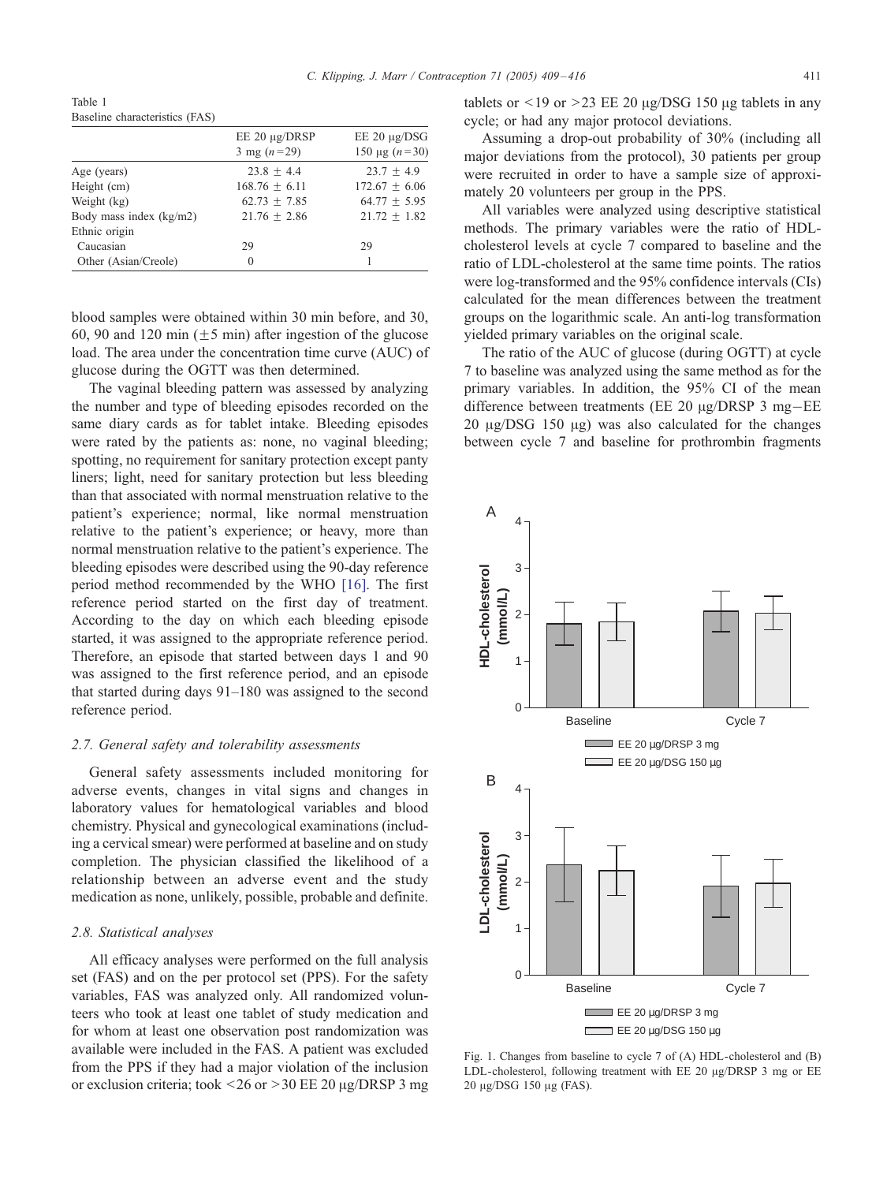Table 1
Baseline characteristics (FAS)

| | EE 20 μg/DRSP 3 mg ($n$=29) | EE 20 μg/DSG 150 μg ($n$=30) |
|---|---|---|
| Age (years) | 23.8 ± 4.4 | 23.7 ± 4.9 |
| Height (cm) | 168.76 ± 6.11 | 172.67 ± 6.06 |
| Weight (kg) | 62.73 ± 7.85 | 64.77 ± 5.95 |
| Body mass index (kg/m2) | 21.76 ± 2.86 | 21.72 ± 1.82 |
| Ethnic origin | | |
| Caucasian | 29 | 29 |
| Other (Asian/Creole) | 0 | 1 |

blood samples were obtained within 30 min before, and 30, 60, 90 and 120 min (±5 min) after ingestion of the glucose load. The area under the concentration time curve (AUC) of glucose during the OGTT was then determined.

The vaginal bleeding pattern was assessed by analyzing the number and type of bleeding episodes recorded on the same diary cards as for tablet intake. Bleeding episodes were rated by the patients as: none, no vaginal bleeding; spotting, no requirement for sanitary protection except panty liners; light, need for sanitary protection but less bleeding than that associated with normal menstruation relative to the patient's experience; normal, like normal menstruation relative to the patient's experience; or heavy, more than normal menstruation relative to the patient's experience. The bleeding episodes were described using the 90-day reference period method recommended by the WHO [16]. The first reference period started on the first day of treatment. According to the day on which each bleeding episode started, it was assigned to the appropriate reference period. Therefore, an episode that started between days 1 and 90 was assigned to the first reference period, and an episode that started during days 91–180 was assigned to the second reference period.

### 2.7. General safety and tolerability assessments

General safety assessments included monitoring for adverse events, changes in vital signs and changes in laboratory values for hematological variables and blood chemistry. Physical and gynecological examinations (including a cervical smear) were performed at baseline and on study completion. The physician classified the likelihood of a relationship between an adverse event and the study medication as none, unlikely, possible, probable and definite.

### 2.8. Statistical analyses

All efficacy analyses were performed on the full analysis set (FAS) and on the per protocol set (PPS). For the safety variables, FAS was analyzed only. All randomized volunteers who took at least one tablet of study medication and for whom at least one observation post randomization was available were included in the FAS. A patient was excluded from the PPS if they had a major violation of the inclusion or exclusion criteria; took <26 or >30 EE 20 μg/DRSP 3 mg tablets or <19 or >23 EE 20 μg/DSG 150 μg tablets in any cycle; or had any major protocol deviations.

Assuming a drop-out probability of 30% (including all major deviations from the protocol), 30 patients per group were recruited in order to have a sample size of approximately 20 volunteers per group in the PPS.

All variables were analyzed using descriptive statistical methods. The primary variables were the ratio of HDL-cholesterol levels at cycle 7 compared to baseline and the ratio of LDL-cholesterol at the same time points. The ratios were log-transformed and the 95% confidence intervals (CIs) calculated for the mean differences between the treatment groups on the logarithmic scale. An anti-log transformation yielded primary variables on the original scale.

The ratio of the AUC of glucose (during OGTT) at cycle 7 to baseline was analyzed using the same method as for the primary variables. In addition, the 95% CI of the mean difference between treatments (EE 20 μg/DRSP 3 mg−EE 20 μg/DSG 150 μg) was also calculated for the changes between cycle 7 and baseline for prothrombin fragments

Fig. 1. Changes from baseline to cycle 7 of (A) HDL-cholesterol and (B) LDL-cholesterol, following treatment with EE 20 μg/DRSP 3 mg or EE 20 μg/DSG 150 μg (FAS).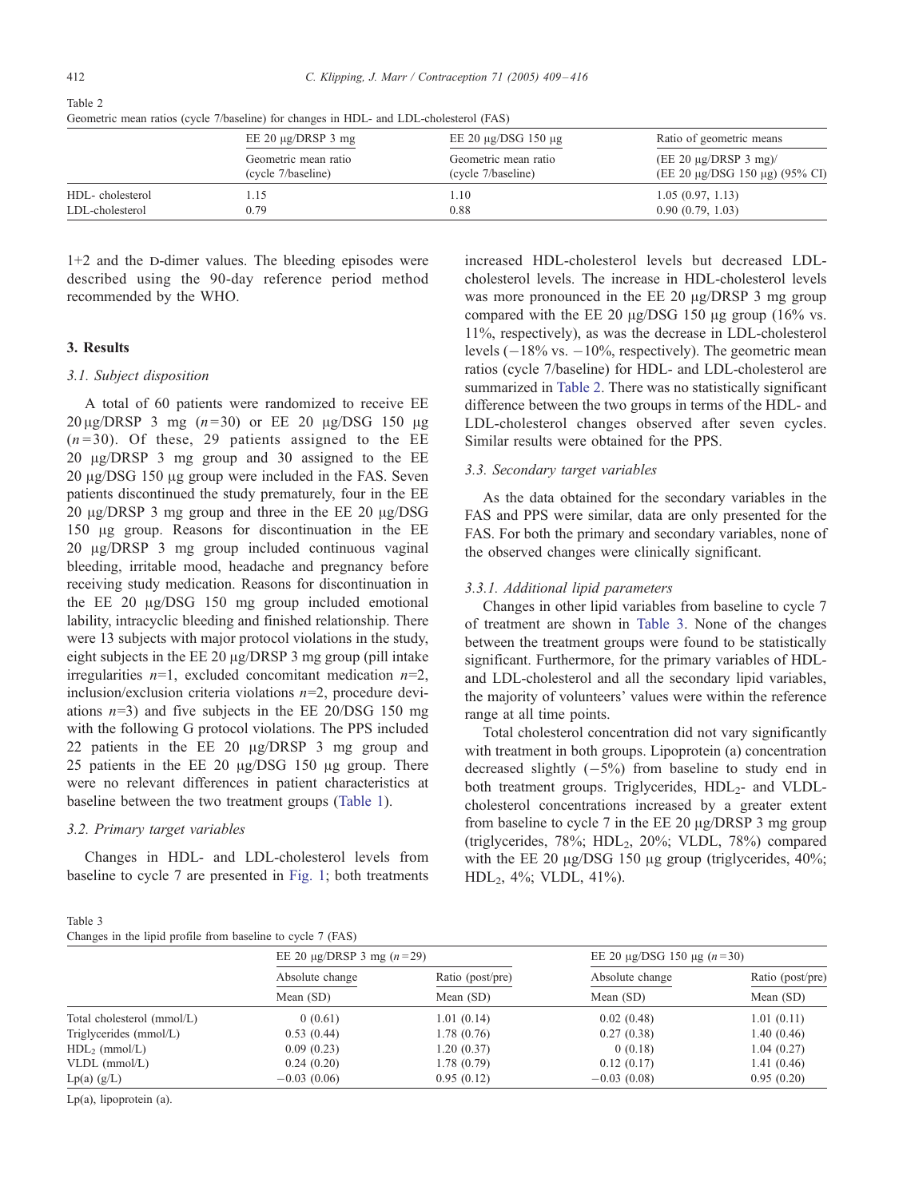Table 2
Geometric mean ratios (cycle 7/baseline) for changes in HDL- and LDL-cholesterol (FAS)

| | EE 20 μg/DRSP 3 mg | EE 20 μg/DSG 150 μg | Ratio of geometric means |
|---|---|---|---|
| | Geometric mean ratio (cycle 7/baseline) | Geometric mean ratio (cycle 7/baseline) | (EE 20 μg/DRSP 3 mg)/ (EE 20 μg/DSG 150 μg) (95% CI) |
| HDL- cholesterol | 1.15 | 1.10 | 1.05 (0.97, 1.13) |
| LDL-cholesterol | 0.79 | 0.88 | 0.90 (0.79, 1.03) |

1+2 and the D-dimer values. The bleeding episodes were described using the 90-day reference period method recommended by the WHO.

## 3. Results

### 3.1. Subject disposition

A total of 60 patients were randomized to receive EE 20 μg/DRSP 3 mg ($n$=30) or EE 20 μg/DSG 150 μg ($n$=30). Of these, 29 patients assigned to the EE 20 μg/DRSP 3 mg group and 30 assigned to the EE 20 μg/DSG 150 μg group were included in the FAS. Seven patients discontinued the study prematurely, four in the EE 20 μg/DRSP 3 mg group and three in the EE 20 μg/DSG 150 μg group. Reasons for discontinuation in the EE 20 μg/DRSP 3 mg group included continuous vaginal bleeding, irritable mood, headache and pregnancy before receiving study medication. Reasons for discontinuation in the EE 20 μg/DSG 150 mg group included emotional lability, intracyclic bleeding and finished relationship. There were 13 subjects with major protocol violations in the study, eight subjects in the EE 20 μg/DRSP 3 mg group (pill intake irregularities $n$=1, excluded concomitant medication $n$=2, inclusion/exclusion criteria violations $n$=2, procedure deviations $n$=3) and five subjects in the EE 20/DSG 150 mg with the following G protocol violations. The PPS included 22 patients in the EE 20 μg/DRSP 3 mg group and 25 patients in the EE 20 μg/DSG 150 μg group. There were no relevant differences in patient characteristics at baseline between the two treatment groups (Table 1).

### 3.2. Primary target variables

Changes in HDL- and LDL-cholesterol levels from baseline to cycle 7 are presented in Fig. 1; both treatments increased HDL-cholesterol levels but decreased LDL-cholesterol levels. The increase in HDL-cholesterol levels was more pronounced in the EE 20 μg/DRSP 3 mg group compared with the EE 20 μg/DSG 150 μg group (16% vs. 11%, respectively), as was the decrease in LDL-cholesterol levels (−18% vs. −10%, respectively). The geometric mean ratios (cycle 7/baseline) for HDL- and LDL-cholesterol are summarized in Table 2. There was no statistically significant difference between the two groups in terms of the HDL- and LDL-cholesterol changes observed after seven cycles. Similar results were obtained for the PPS.

### 3.3. Secondary target variables

As the data obtained for the secondary variables in the FAS and PPS were similar, data are only presented for the FAS. For both the primary and secondary variables, none of the observed changes were clinically significant.

#### 3.3.1. Additional lipid parameters

Changes in other lipid variables from baseline to cycle 7 of treatment are shown in Table 3. None of the changes between the treatment groups were found to be statistically significant. Furthermore, for the primary variables of HDL- and LDL-cholesterol and all the secondary lipid variables, the majority of volunteers' values were within the reference range at all time points.

Total cholesterol concentration did not vary significantly with treatment in both groups. Lipoprotein (a) concentration decreased slightly (−5%) from baseline to study end in both treatment groups. Triglycerides, $HDL_2$- and VLDL-cholesterol concentrations increased by a greater extent from baseline to cycle 7 in the EE 20 μg/DRSP 3 mg group (triglycerides, 78%; $HDL_2$, 20%; VLDL, 78%) compared with the EE 20 μg/DSG 150 μg group (triglycerides, 40%; $HDL_2$, 4%; VLDL, 41%).

Table 3
Changes in the lipid profile from baseline to cycle 7 (FAS)

| | EE 20 μg/DRSP 3 mg ($n$=29) | | EE 20 μg/DSG 150 μg ($n$=30) | |
|---|---|---|---|---|
| | Absolute change | Ratio (post/pre) | Absolute change | Ratio (post/pre) |
| | Mean (SD) | Mean (SD) | Mean (SD) | Mean (SD) |
| Total cholesterol (mmol/L) | 0 (0.61) | 1.01 (0.14) | 0.02 (0.48) | 1.01 (0.11) |
| Triglycerides (mmol/L) | 0.53 (0.44) | 1.78 (0.76) | 0.27 (0.38) | 1.40 (0.46) |
| $HDL_2$ (mmol/L) | 0.09 (0.23) | 1.20 (0.37) | 0 (0.18) | 1.04 (0.27) |
| VLDL (mmol/L) | 0.24 (0.20) | 1.78 (0.79) | 0.12 (0.17) | 1.41 (0.46) |
| Lp(a) (g/L) | −0.03 (0.06) | 0.95 (0.12) | −0.03 (0.08) | 0.95 (0.20) |

Lp(a), lipoprotein (a).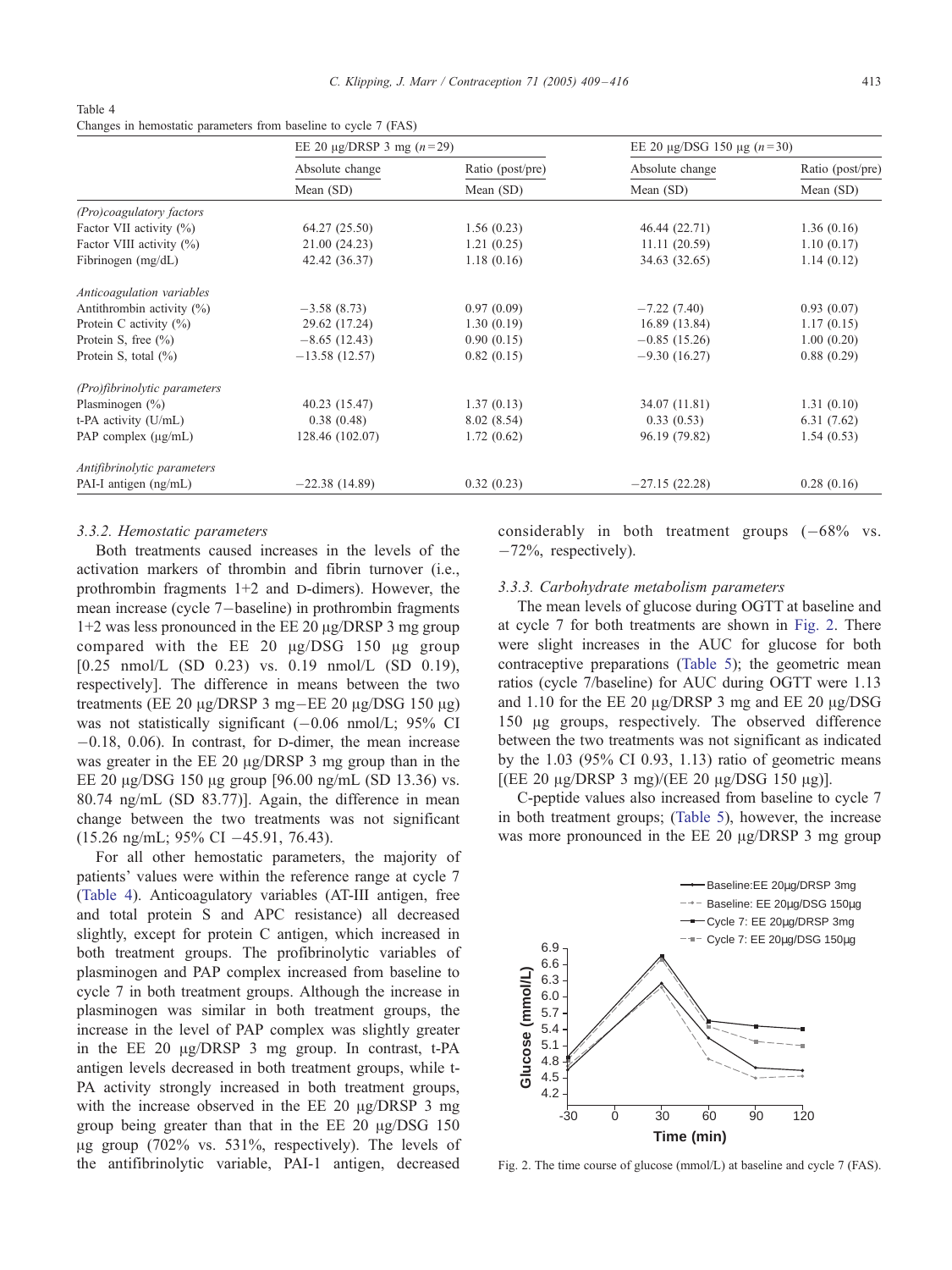Table 4
Changes in hemostatic parameters from baseline to cycle 7 (FAS)

| | EE 20 μg/DRSP 3 mg ($n$=29) | | EE 20 μg/DSG 150 μg ($n$=30) | |
|---|---|---|---|---|
| | Absolute change | Ratio (post/pre) | Absolute change | Ratio (post/pre) |
| | Mean (SD) | Mean (SD) | Mean (SD) | Mean (SD) |
| *(Pro)coagulatory factors* | | | | |
| Factor VII activity (%) | 64.27 (25.50) | 1.56 (0.23) | 46.44 (22.71) | 1.36 (0.16) |
| Factor VIII activity (%) | 21.00 (24.23) | 1.21 (0.25) | 11.11 (20.59) | 1.10 (0.17) |
| Fibrinogen (mg/dL) | 42.42 (36.37) | 1.18 (0.16) | 34.63 (32.65) | 1.14 (0.12) |
| *Anticoagulation variables* | | | | |
| Antithrombin activity (%) | −3.58 (8.73) | 0.97 (0.09) | −7.22 (7.40) | 0.93 (0.07) |
| Protein C activity (%) | 29.62 (17.24) | 1.30 (0.19) | 16.89 (13.84) | 1.17 (0.15) |
| Protein S, free (%) | −8.65 (12.43) | 0.90 (0.15) | −0.85 (15.26) | 1.00 (0.20) |
| Protein S, total (%) | −13.58 (12.57) | 0.82 (0.15) | −9.30 (16.27) | 0.88 (0.29) |
| *(Pro)fibrinolytic parameters* | | | | |
| Plasminogen (%) | 40.23 (15.47) | 1.37 (0.13) | 34.07 (11.81) | 1.31 (0.10) |
| t-PA activity (U/mL) | 0.38 (0.48) | 8.02 (8.54) | 0.33 (0.53) | 6.31 (7.62) |
| PAP complex (μg/mL) | 128.46 (102.07) | 1.72 (0.62) | 96.19 (79.82) | 1.54 (0.53) |
| *Antifibrinolytic parameters* | | | | |
| PAI-I antigen (ng/mL) | −22.38 (14.89) | 0.32 (0.23) | −27.15 (22.28) | 0.28 (0.16) |

#### 3.3.2. Hemostatic parameters

Both treatments caused increases in the levels of the activation markers of thrombin and fibrin turnover (i.e., prothrombin fragments 1+2 and D-dimers). However, the mean increase (cycle 7−baseline) in prothrombin fragments 1+2 was less pronounced in the EE 20 μg/DRSP 3 mg group compared with the EE 20 μg/DSG 150 μg group [0.25 nmol/L (SD 0.23) vs. 0.19 nmol/L (SD 0.19), respectively]. The difference in means between the two treatments (EE 20 μg/DRSP 3 mg−EE 20 μg/DSG 150 μg) was not statistically significant (−0.06 nmol/L; 95% CI −0.18, 0.06). In contrast, for D-dimer, the mean increase was greater in the EE 20 μg/DRSP 3 mg group than in the EE 20 μg/DSG 150 μg group [96.00 ng/mL (SD 13.36) vs. 80.74 ng/mL (SD 83.77)]. Again, the difference in mean change between the two treatments was not significant (15.26 ng/mL; 95% CI −45.91, 76.43).

For all other hemostatic parameters, the majority of patients' values were within the reference range at cycle 7 (Table 4). Anticoagulatory variables (AT-III antigen, free and total protein S and APC resistance) all decreased slightly, except for protein C antigen, which increased in both treatment groups. The profibrinolytic variables of plasminogen and PAP complex increased from baseline to cycle 7 in both treatment groups. Although the increase in plasminogen was similar in both treatment groups, the increase in the level of PAP complex was slightly greater in the EE 20 μg/DRSP 3 mg group. In contrast, t-PA antigen levels decreased in both treatment groups, while t-PA activity strongly increased in both treatment groups, with the increase observed in the EE 20 μg/DRSP 3 mg group being greater than that in the EE 20 μg/DSG 150 μg group (702% vs. 531%, respectively). The levels of the antifibrinolytic variable, PAI-1 antigen, decreased considerably in both treatment groups (−68% vs. −72%, respectively).

#### 3.3.3. Carbohydrate metabolism parameters

The mean levels of glucose during OGTT at baseline and at cycle 7 for both treatments are shown in Fig. 2. There were slight increases in the AUC for glucose for both contraceptive preparations (Table 5); the geometric mean ratios (cycle 7/baseline) for AUC during OGTT were 1.13 and 1.10 for the EE 20 μg/DRSP 3 mg and EE 20 μg/DSG 150 μg groups, respectively. The observed difference between the two treatments was not significant as indicated by the 1.03 (95% CI 0.93, 1.13) ratio of geometric means [(EE 20 μg/DRSP 3 mg)/(EE 20 μg/DSG 150 μg)].

C-peptide values also increased from baseline to cycle 7 in both treatment groups; (Table 5), however, the increase was more pronounced in the EE 20 μg/DRSP 3 mg group

Fig. 2. The time course of glucose (mmol/L) at baseline and cycle 7 (FAS).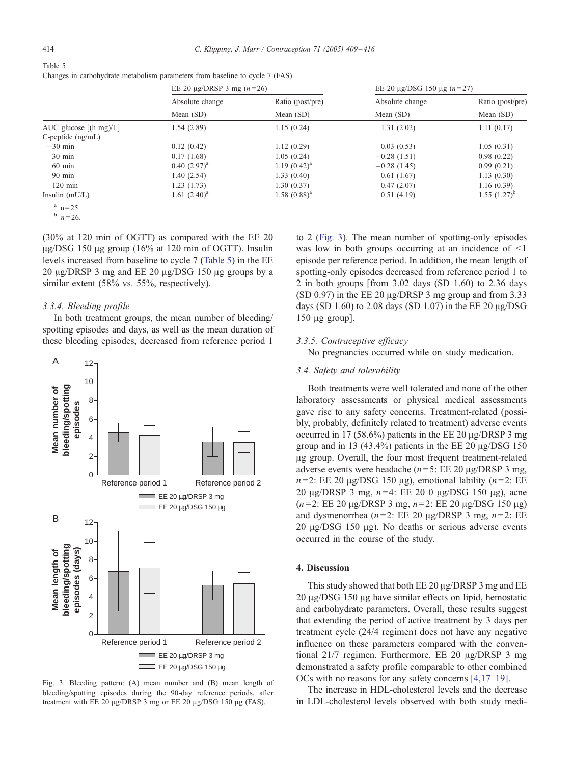Table 5
Changes in carbohydrate metabolism parameters from baseline to cycle 7 (FAS)

| | EE 20 μg/DRSP 3 mg ($n$=26) | | EE 20 μg/DSG 150 μg ($n$=27) | |
|---|---|---|---|---|
| | Absolute change | Ratio (post/pre) | Absolute change | Ratio (post/pre) |
| | Mean (SD) | Mean (SD) | Mean (SD) | Mean (SD) |
| AUC glucose [(h mg)/L] | 1.54 (2.89) | 1.15 (0.24) | 1.31 (2.02) | 1.11 (0.17) |
| C-peptide (ng/mL) | | | | |
| −30 min | 0.12 (0.42) | 1.12 (0.29) | 0.03 (0.53) | 1.05 (0.31) |
| 30 min | 0.17 (1.68) | 1.05 (0.24) | −0.28 (1.51) | 0.98 (0.22) |
| 60 min | 0.40 (2.97)[a] | 1.19 (0.42)[a] | −0.28 (1.45) | 0.99 (0.21) |
| 90 min | 1.40 (2.54) | 1.33 (0.40) | 0.61 (1.67) | 1.13 (0.30) |
| 120 min | 1.23 (1.73) | 1.30 (0.37) | 0.47 (2.07) | 1.16 (0.39) |
| Insulin (mU/L) | 1.61 (2.40)[a] | 1.58 (0.88)[a] | 0.51 (4.19) | 1.55 (1.27)[b] |

[a] n=25.
[b] $n$=26.

(30% at 120 min of OGTT) as compared with the EE 20 μg/DSG 150 μg group (16% at 120 min of OGTT). Insulin levels increased from baseline to cycle 7 (Table 5) in the EE 20 μg/DRSP 3 mg and EE 20 μg/DSG 150 μg groups by a similar extent (58% vs. 55%, respectively).

### 3.3.4. Bleeding profile

In both treatment groups, the mean number of bleeding/spotting episodes and days, as well as the mean duration of these bleeding episodes, decreased from reference period 1 to 2 (Fig. 3). The mean number of spotting-only episodes was low in both groups occurring at an incidence of <1 episode per reference period. In addition, the mean length of spotting-only episodes decreased from reference period 1 to 2 in both groups [from 3.02 days (SD 1.60) to 2.36 days (SD 0.97) in the EE 20 μg/DRSP 3 mg group and from 3.33 days (SD 1.60) to 2.08 days (SD 1.07) in the EE 20 μg/DSG 150 μg group].

Fig. 3. Bleeding pattern: (A) mean number and (B) mean length of bleeding/spotting episodes during the 90-day reference periods, after treatment with EE 20 μg/DRSP 3 mg or EE 20 μg/DSG 150 μg (FAS).

### 3.3.5. Contraceptive efficacy

No pregnancies occurred while on study medication.

### 3.4. Safety and tolerability

Both treatments were well tolerated and none of the other laboratory assessments or physical medical assessments gave rise to any safety concerns. Treatment-related (possibly, probably, definitely related to treatment) adverse events occurred in 17 (58.6%) patients in the EE 20 μg/DRSP 3 mg group and in 13 (43.4%) patients in the EE 20 μg/DSG 150 μg group. Overall, the four most frequent treatment-related adverse events were headache ($n$=5: EE 20 μg/DRSP 3 mg, $n$=2: EE 20 μg/DSG 150 μg), emotional lability ($n$=2: EE 20 μg/DRSP 3 mg, $n$=4: EE 20 0 μg/DSG 150 μg), acne ($n$=2: EE 20 μg/DRSP 3 mg, $n$=2: EE 20 μg/DSG 150 μg) and dysmenorrhea ($n$=2: EE 20 μg/DRSP 3 mg, $n$=2: EE 20 μg/DSG 150 μg). No deaths or serious adverse events occurred in the course of the study.

## 4. Discussion

This study showed that both EE 20 μg/DRSP 3 mg and EE 20 μg/DSG 150 μg have similar effects on lipid, hemostatic and carbohydrate parameters. Overall, these results suggest that extending the period of active treatment by 3 days per treatment cycle (24/4 regimen) does not have any negative influence on these parameters compared with the conventional 21/7 regimen. Furthermore, EE 20 μg/DRSP 3 mg demonstrated a safety profile comparable to other combined OCs with no reasons for any safety concerns [4,17–19].

The increase in HDL-cholesterol levels and the decrease in LDL-cholesterol levels observed with both study medi-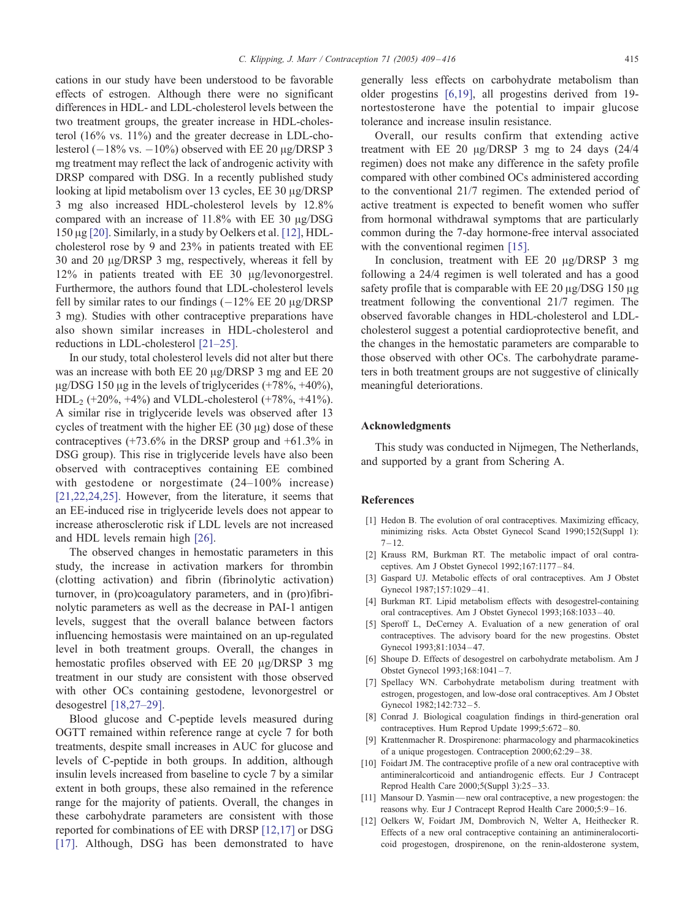cations in our study have been understood to be favorable effects of estrogen. Although there were no significant differences in HDL- and LDL-cholesterol levels between the two treatment groups, the greater increase in HDL-cholesterol (16% vs. 11%) and the greater decrease in LDL-cholesterol (−18% vs. −10%) observed with EE 20 μg/DRSP 3 mg treatment may reflect the lack of androgenic activity with DRSP compared with DSG. In a recently published study looking at lipid metabolism over 13 cycles, EE 30 μg/DRSP 3 mg also increased HDL-cholesterol levels by 12.8% compared with an increase of 11.8% with EE 30 μg/DSG 150 μg [20]. Similarly, in a study by Oelkers et al. [12], HDL-cholesterol rose by 9 and 23% in patients treated with EE 30 and 20 μg/DRSP 3 mg, respectively, whereas it fell by 12% in patients treated with EE 30 μg/levonorgestrel. Furthermore, the authors found that LDL-cholesterol levels fell by similar rates to our findings (−12% EE 20 μg/DRSP 3 mg). Studies with other contraceptive preparations have also shown similar increases in HDL-cholesterol and reductions in LDL-cholesterol [21–25].

In our study, total cholesterol levels did not alter but there was an increase with both EE 20 μg/DRSP 3 mg and EE 20 μg/DSG 150 μg in the levels of triglycerides (+78%, +40%), $HDL_2$ (+20%, +4%) and VLDL-cholesterol (+78%, +41%). A similar rise in triglyceride levels was observed after 13 cycles of treatment with the higher EE (30 μg) dose of these contraceptives (+73.6% in the DRSP group and +61.3% in DSG group). This rise in triglyceride levels have also been observed with contraceptives containing EE combined with gestodene or norgestimate (24–100% increase) [21,22,24,25]. However, from the literature, it seems that an EE-induced rise in triglyceride levels does not appear to increase atherosclerotic risk if LDL levels are not increased and HDL levels remain high [26].

The observed changes in hemostatic parameters in this study, the increase in activation markers for thrombin (clotting activation) and fibrin (fibrinolytic activation) turnover, in (pro)coagulatory parameters, and in (pro)fibrinolytic parameters as well as the decrease in PAI-1 antigen levels, suggest that the overall balance between factors influencing hemostasis were maintained on an up-regulated level in both treatment groups. Overall, the changes in hemostatic profiles observed with EE 20 μg/DRSP 3 mg treatment in our study are consistent with those observed with other OCs containing gestodene, levonorgestrel or desogestrel [18,27–29].

Blood glucose and C-peptide levels measured during OGTT remained within reference range at cycle 7 for both treatments, despite small increases in AUC for glucose and levels of C-peptide in both groups. In addition, although insulin levels increased from baseline to cycle 7 by a similar extent in both groups, these also remained in the reference range for the majority of patients. Overall, the changes in these carbohydrate parameters are consistent with those reported for combinations of EE with DRSP [12,17] or DSG [17]. Although, DSG has been demonstrated to have generally less effects on carbohydrate metabolism than older progestins [6,19], all progestins derived from 19-nortestosterone have the potential to impair glucose tolerance and increase insulin resistance.

Overall, our results confirm that extending active treatment with EE 20 μg/DRSP 3 mg to 24 days (24/4 regimen) does not make any difference in the safety profile compared with other combined OCs administered according to the conventional 21/7 regimen. The extended period of active treatment is expected to benefit women who suffer from hormonal withdrawal symptoms that are particularly common during the 7-day hormone-free interval associated with the conventional regimen [15].

In conclusion, treatment with EE 20 μg/DRSP 3 mg following a 24/4 regimen is well tolerated and has a good safety profile that is comparable with EE 20 μg/DSG 150 μg treatment following the conventional 21/7 regimen. The observed favorable changes in HDL-cholesterol and LDL-cholesterol suggest a potential cardioprotective benefit, and the changes in the hemostatic parameters are comparable to those observed with other OCs. The carbohydrate parameters in both treatment groups are not suggestive of clinically meaningful deteriorations.

## Acknowledgments

This study was conducted in Nijmegen, The Netherlands, and supported by a grant from Schering A.

## References

[1] Hedon B. The evolution of oral contraceptives. Maximizing efficacy, minimizing risks. Acta Obstet Gynecol Scand 1990;152(Suppl 1):7–12.

[2] Krauss RM, Burkman RT. The metabolic impact of oral contraceptives. Am J Obstet Gynecol 1992;167:1177–84.

[3] Gaspard UJ. Metabolic effects of oral contraceptives. Am J Obstet Gynecol 1987;157:1029–41.

[4] Burkman RT. Lipid metabolism effects with desogestrel-containing oral contraceptives. Am J Obstet Gynecol 1993;168:1033–40.

[5] Speroff L, DeCerney A. Evaluation of a new generation of oral contraceptives. The advisory board for the new progestins. Obstet Gynecol 1993;81:1034–47.

[6] Shoupe D. Effects of desogestrel on carbohydrate metabolism. Am J Obstet Gynecol 1993;168:1041–7.

[7] Spellacy WN. Carbohydrate metabolism during treatment with estrogen, progestogen, and low-dose oral contraceptives. Am J Obstet Gynecol 1982;142:732–5.

[8] Conrad J. Biological coagulation findings in third-generation oral contraceptives. Hum Reprod Update 1999;5:672–80.

[9] Krattenmacher R. Drospirenone: pharmacology and pharmacokinetics of a unique progestogen. Contraception 2000;62:29–38.

[10] Foidart JM. The contraceptive profile of a new oral contraceptive with antimineralcorticoid and antiandrogenic effects. Eur J Contracept Reprod Health Care 2000;5(Suppl 3):25–33.

[11] Mansour D. Yasmin — new oral contraceptive, a new progestogen: the reasons why. Eur J Contracept Reprod Health Care 2000;5:9–16.

[12] Oelkers W, Foidart JM, Dombrovich N, Welter A, Heithecker R. Effects of a new oral contraceptive containing an antimineralocorticoid progestogen, drospirenone, on the renin-aldosterone system,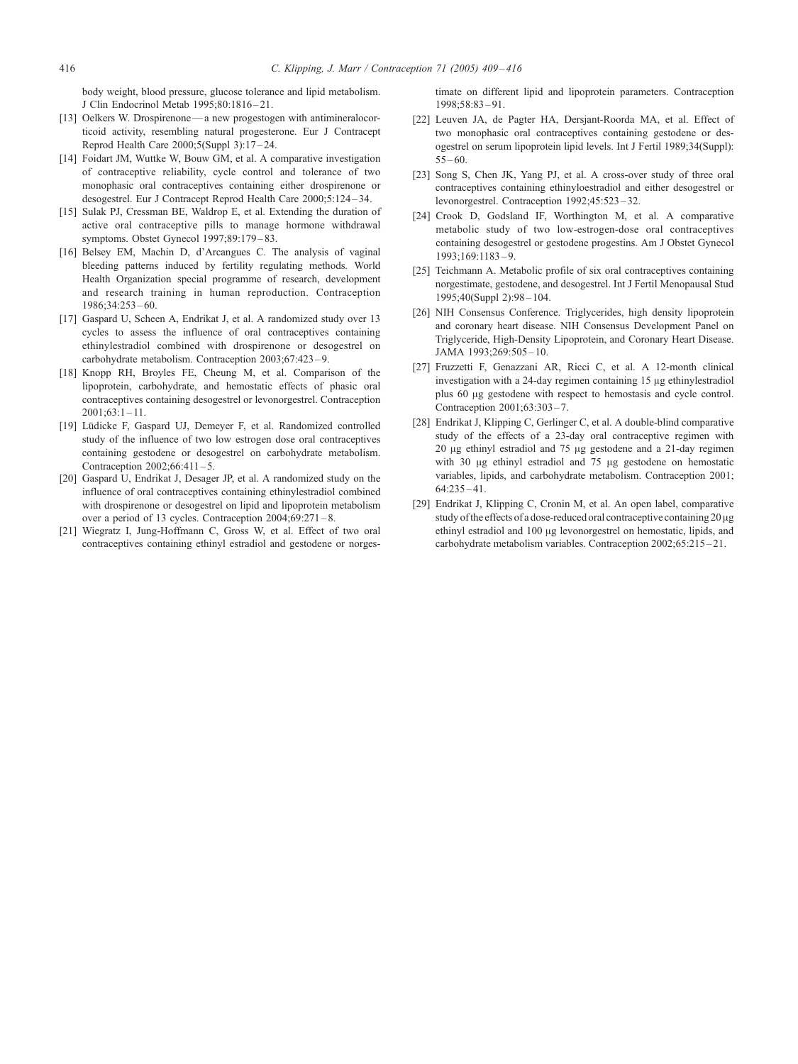body weight, blood pressure, glucose tolerance and lipid metabolism. J Clin Endocrinol Metab 1995;80:1816–21.

[13] Oelkers W. Drospirenone—a new progestogen with antimineralocorticoid activity, resembling natural progesterone. Eur J Contracept Reprod Health Care 2000;5(Suppl 3):17–24.

[14] Foidart JM, Wuttke W, Bouw GM, et al. A comparative investigation of contraceptive reliability, cycle control and tolerance of two monophasic oral contraceptives containing either drospirenone or desogestrel. Eur J Contracept Reprod Health Care 2000;5:124–34.

[15] Sulak PJ, Cressman BE, Waldrop E, et al. Extending the duration of active oral contraceptive pills to manage hormone withdrawal symptoms. Obstet Gynecol 1997;89:179–83.

[16] Belsey EM, Machin D, d'Arcangues C. The analysis of vaginal bleeding patterns induced by fertility regulating methods. World Health Organization special programme of research, development and research training in human reproduction. Contraception 1986;34:253–60.

[17] Gaspard U, Scheen A, Endrikat J, et al. A randomized study over 13 cycles to assess the influence of oral contraceptives containing ethinylestradiol combined with drospirenone or desogestrel on carbohydrate metabolism. Contraception 2003;67:423–9.

[18] Knopp RH, Broyles FE, Cheung M, et al. Comparison of the lipoprotein, carbohydrate, and hemostatic effects of phasic oral contraceptives containing desogestrel or levonorgestrel. Contraception 2001;63:1–11.

[19] Lüdicke F, Gaspard UJ, Demeyer F, et al. Randomized controlled study of the influence of two low estrogen dose oral contraceptives containing gestodene or desogestrel on carbohydrate metabolism. Contraception 2002;66:411–5.

[20] Gaspard U, Endrikat J, Desager JP, et al. A randomized study on the influence of oral contraceptives containing ethinylestradiol combined with drospirenone or desogestrel on lipid and lipoprotein metabolism over a period of 13 cycles. Contraception 2004;69:271–8.

[21] Wiegratz I, Jung-Hoffmann C, Gross W, et al. Effect of two oral contraceptives containing ethinyl estradiol and gestodene or norgestimate on different lipid and lipoprotein parameters. Contraception 1998;58:83–91.

[22] Leuven JA, de Pagter HA, Dersjant-Roorda MA, et al. Effect of two monophasic oral contraceptives containing gestodene or desogestrel on serum lipoprotein lipid levels. Int J Fertil 1989;34(Suppl):55–60.

[23] Song S, Chen JK, Yang PJ, et al. A cross-over study of three oral contraceptives containing ethinyloestradiol and either desogestrel or levonorgestrel. Contraception 1992;45:523–32.

[24] Crook D, Godsland IF, Worthington M, et al. A comparative metabolic study of two low-estrogen-dose oral contraceptives containing desogestrel or gestodene progestins. Am J Obstet Gynecol 1993;169:1183–9.

[25] Teichmann A. Metabolic profile of six oral contraceptives containing norgestimate, gestodene, and desogestrel. Int J Fertil Menopausal Stud 1995;40(Suppl 2):98–104.

[26] NIH Consensus Conference. Triglycerides, high density lipoprotein and coronary heart disease. NIH Consensus Development Panel on Triglyceride, High-Density Lipoprotein, and Coronary Heart Disease. JAMA 1993;269:505–10.

[27] Fruzzetti F, Genazzani AR, Ricci C, et al. A 12-month clinical investigation with a 24-day regimen containing 15 μg ethinylestradiol plus 60 μg gestodene with respect to hemostasis and cycle control. Contraception 2001;63:303–7.

[28] Endrikat J, Klipping C, Gerlinger C, et al. A double-blind comparative study of the effects of a 23-day oral contraceptive regimen with 20 μg ethinyl estradiol and 75 μg gestodene and a 21-day regimen with 30 μg ethinyl estradiol and 75 μg gestodene on hemostatic variables, lipids, and carbohydrate metabolism. Contraception 2001;64:235–41.

[29] Endrikat J, Klipping C, Cronin M, et al. An open label, comparative study of the effects of a dose-reduced oral contraceptive containing 20 μg ethinyl estradiol and 100 μg levonorgestrel on hemostatic, lipids, and carbohydrate metabolism variables. Contraception 2002;65:215–21.